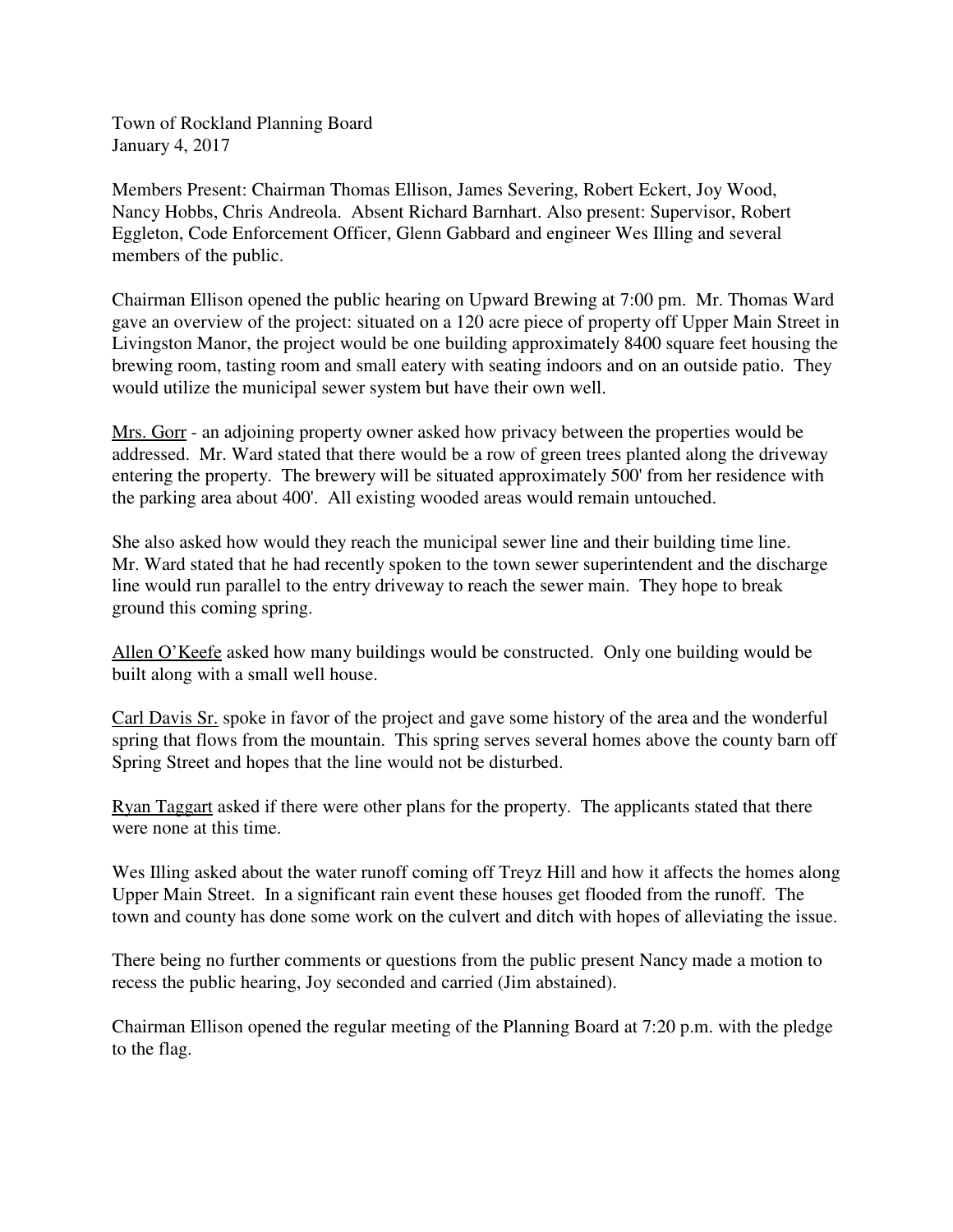Town of Rockland Planning Board
January 4, 2017

Members Present: Chairman Thomas Ellison, James Severing, Robert Eckert, Joy Wood, Nancy Hobbs, Chris Andreola. Absent Richard Barnhart. Also present: Supervisor, Robert Eggleton, Code Enforcement Officer, Glenn Gabbard and engineer Wes Illing and several members of the public.

Chairman Ellison opened the public hearing on Upward Brewing at 7:00 pm. Mr. Thomas Ward gave an overview of the project: situated on a 120 acre piece of property off Upper Main Street in Livingston Manor, the project would be one building approximately 8400 square feet housing the brewing room, tasting room and small eatery with seating indoors and on an outside patio. They would utilize the municipal sewer system but have their own well.

<u>Mrs. Gorr</u> - an adjoining property owner asked how privacy between the properties would be addressed. Mr. Ward stated that there would be a row of green trees planted along the driveway entering the property. The brewery will be situated approximately 500' from her residence with the parking area about 400'. All existing wooded areas would remain untouched.

She also asked how would they reach the municipal sewer line and their building time line. Mr. Ward stated that he had recently spoken to the town sewer superintendent and the discharge line would run parallel to the entry driveway to reach the sewer main. They hope to break ground this coming spring.

<u>Allen O'Keefe</u> asked how many buildings would be constructed. Only one building would be built along with a small well house.

<u>Carl Davis Sr.</u> spoke in favor of the project and gave some history of the area and the wonderful spring that flows from the mountain. This spring serves several homes above the county barn off Spring Street and hopes that the line would not be disturbed.

<u>Ryan Taggart</u> asked if there were other plans for the property. The applicants stated that there were none at this time.

Wes Illing asked about the water runoff coming off Treyz Hill and how it affects the homes along Upper Main Street. In a significant rain event these houses get flooded from the runoff. The town and county has done some work on the culvert and ditch with hopes of alleviating the issue.

There being no further comments or questions from the public present Nancy made a motion to recess the public hearing, Joy seconded and carried (Jim abstained).

Chairman Ellison opened the regular meeting of the Planning Board at 7:20 p.m. with the pledge to the flag.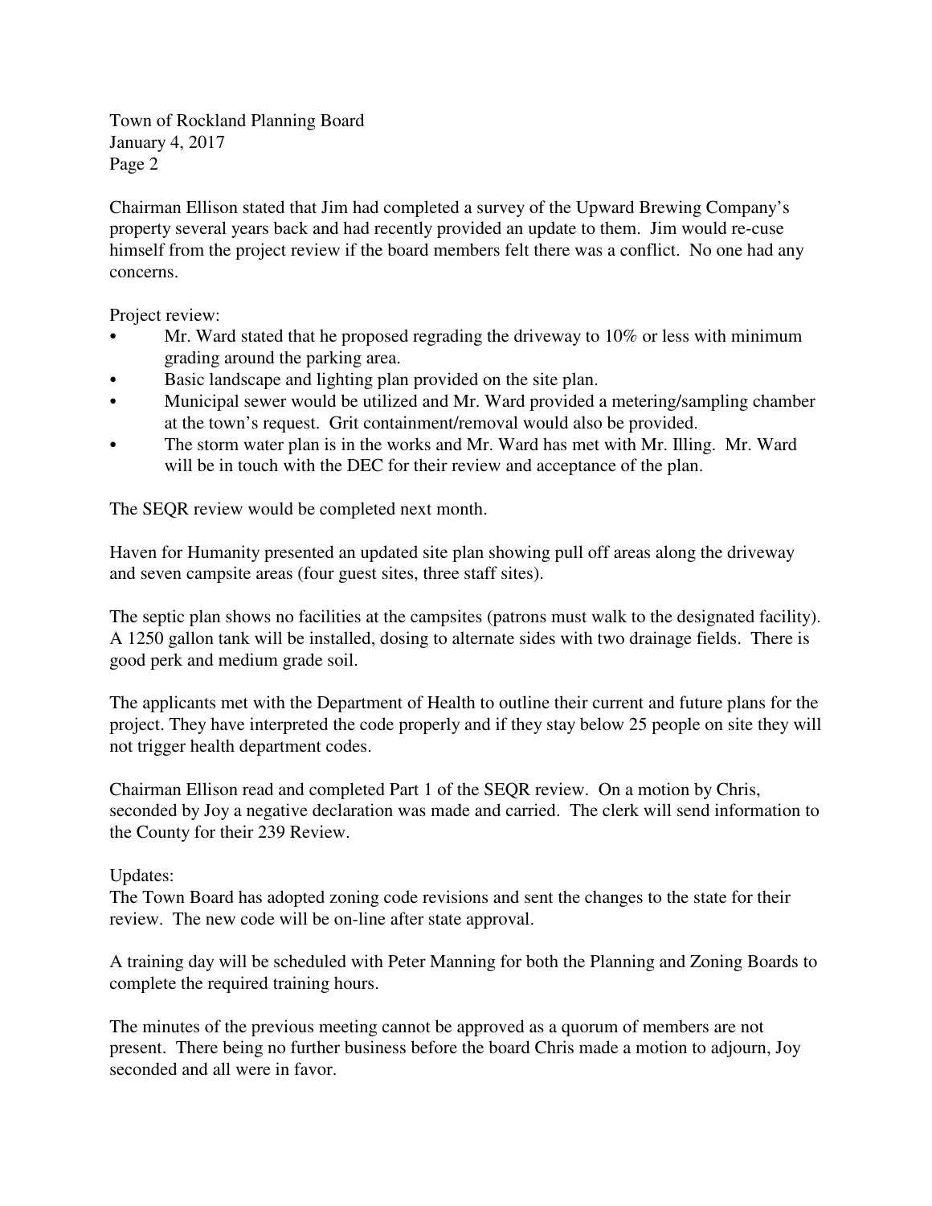Chairman Ellison stated that Jim had completed a survey of the Upward Brewing Company's property several years back and had recently provided an update to them. Jim would re-cuse himself from the project review if the board members felt there was a conflict. No one had any concerns.

Project review:

- Mr. Ward stated that he proposed regrading the driveway to 10% or less with minimum grading around the parking area.
- Basic landscape and lighting plan provided on the site plan.
- Municipal sewer would be utilized and Mr. Ward provided a metering/sampling chamber at the town's request. Grit containment/removal would also be provided.
- The storm water plan is in the works and Mr. Ward has met with Mr. Illing. Mr. Ward will be in touch with the DEC for their review and acceptance of the plan.

The SEQR review would be completed next month.

Haven for Humanity presented an updated site plan showing pull off areas along the driveway and seven campsite areas (four guest sites, three staff sites).

The septic plan shows no facilities at the campsites (patrons must walk to the designated facility). A 1250 gallon tank will be installed, dosing to alternate sides with two drainage fields. There is good perk and medium grade soil.

The applicants met with the Department of Health to outline their current and future plans for the project. They have interpreted the code properly and if they stay below 25 people on site they will not trigger health department codes.

Chairman Ellison read and completed Part 1 of the SEQR review. On a motion by Chris, seconded by Joy a negative declaration was made and carried. The clerk will send information to the County for their 239 Review.

Updates:
The Town Board has adopted zoning code revisions and sent the changes to the state for their review. The new code will be on-line after state approval.

A training day will be scheduled with Peter Manning for both the Planning and Zoning Boards to complete the required training hours.

The minutes of the previous meeting cannot be approved as a quorum of members are not present. There being no further business before the board Chris made a motion to adjourn, Joy seconded and all were in favor.